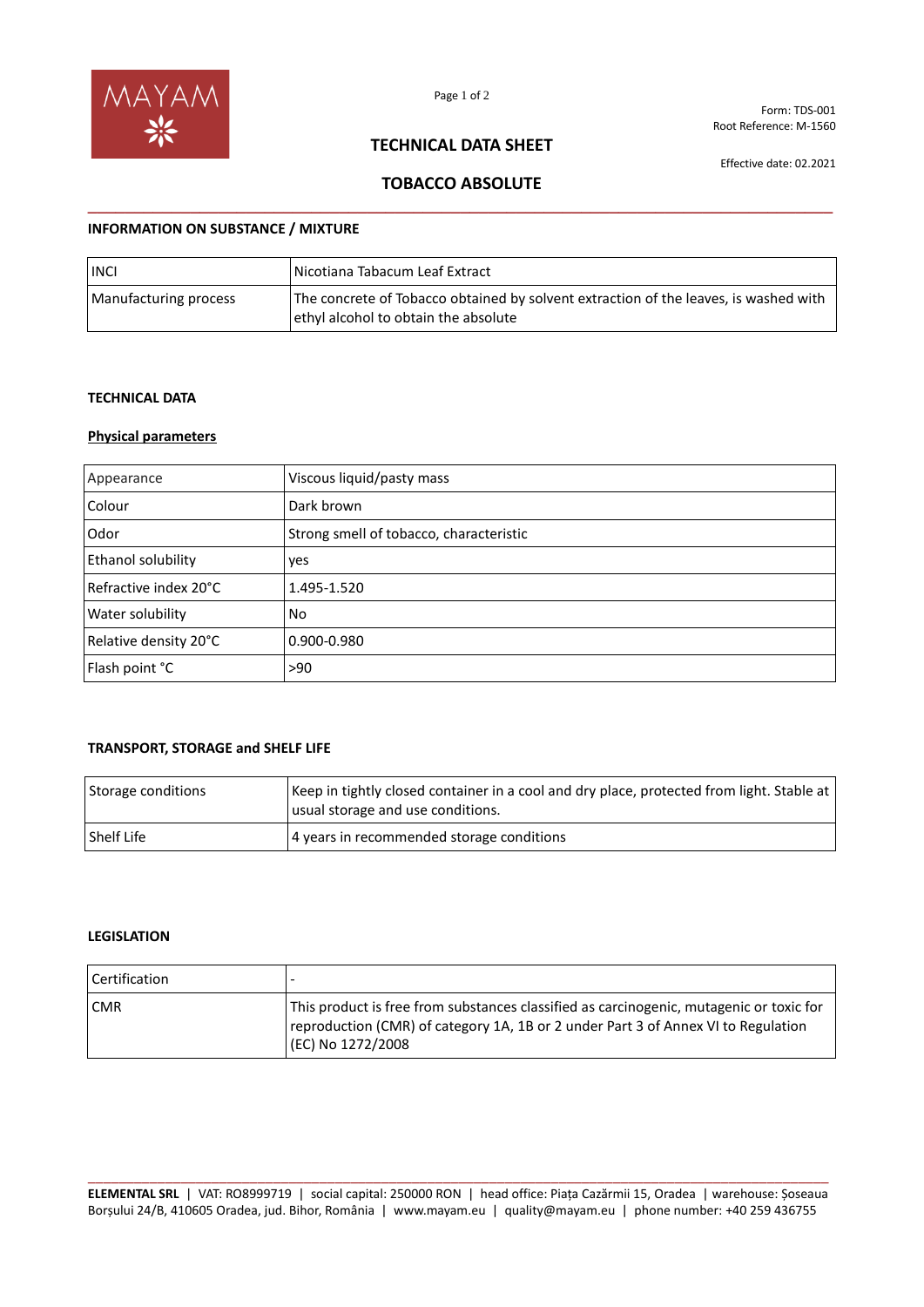MAYAM

Form: TDS-001
Root Reference: M-1560

Effective date: 02.2021

# TECHNICAL DATA SHEET

# TOBACCO ABSOLUTE

## INFORMATION ON SUBSTANCE / MIXTURE

| INCI | Nicotiana Tabacum Leaf Extract |
|---|---|
| Manufacturing process | The concrete of Tobacco obtained by solvent extraction of the leaves, is washed with ethyl alcohol to obtain the absolute |

## TECHNICAL DATA

### Physical parameters

| Appearance | Viscous liquid/pasty mass |
|---|---|
| Colour | Dark brown |
| Odor | Strong smell of tobacco, characteristic |
| Ethanol solubility | yes |
| Refractive index 20°C | 1.495-1.520 |
| Water solubility | No |
| Relative density 20°C | 0.900-0.980 |
| Flash point °C | >90 |

## TRANSPORT, STORAGE and SHELF LIFE

| Storage conditions | Keep in tightly closed container in a cool and dry place, protected from light. Stable at usual storage and use conditions. |
|---|---|
| Shelf Life | 4 years in recommended storage conditions |

## LEGISLATION

| Certification | - |
|---|---|
| CMR | This product is free from substances classified as carcinogenic, mutagenic or toxic for reproduction (CMR) of category 1A, 1B or 2 under Part 3 of Annex VI to Regulation (EC) No 1272/2008 |

**ELEMENTAL SRL** | VAT: RO8999719 | social capital: 250000 RON | head office: Piața Cazărmii 15, Oradea | warehouse: Șoseaua Borșului 24/B, 410605 Oradea, jud. Bihor, România | www.mayam.eu | quality@mayam.eu | phone number: +40 259 436755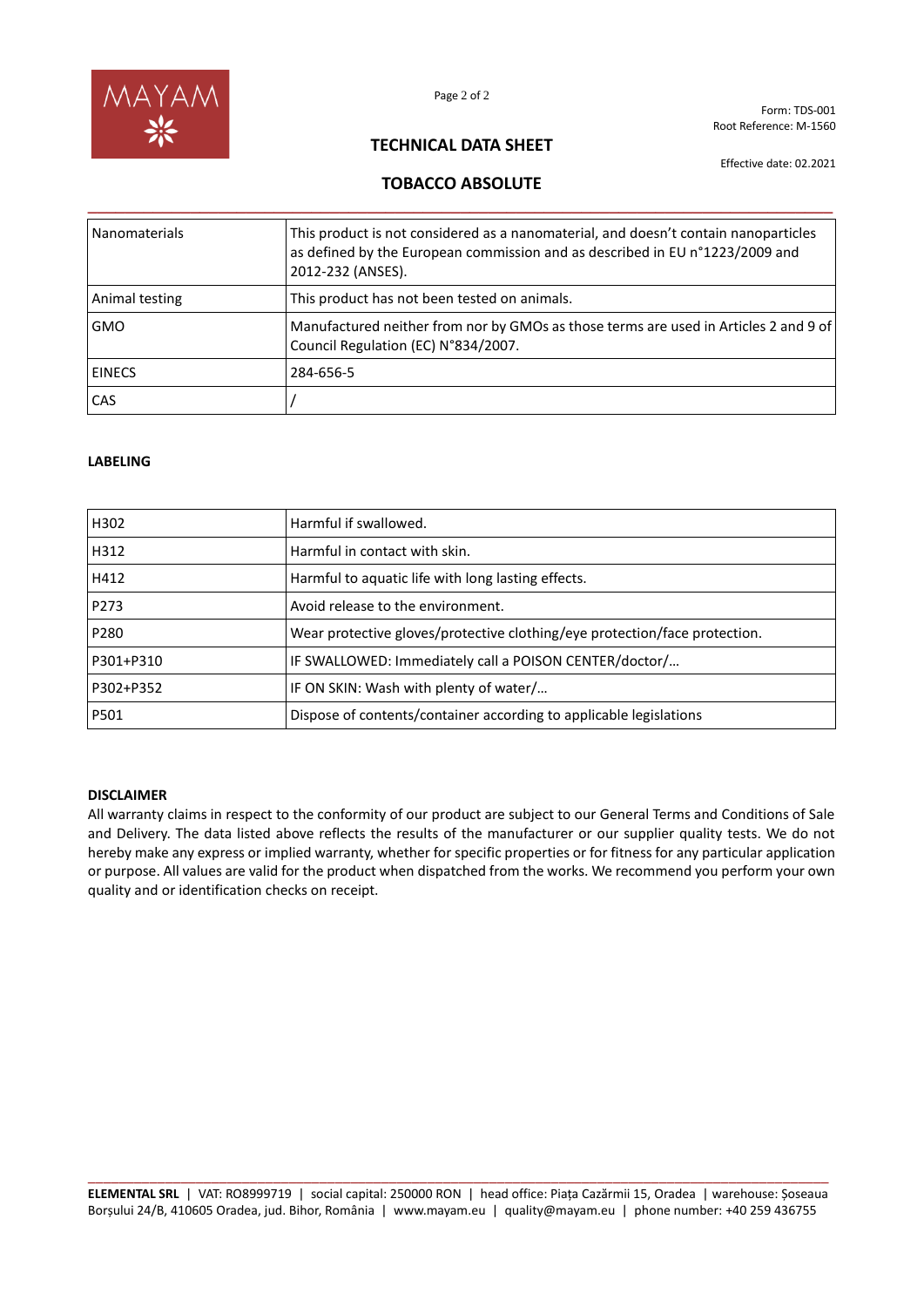# TECHNICAL DATA SHEET

## TOBACCO ABSOLUTE

| | |
|---|---|
| Nanomaterials | This product is not considered as a nanomaterial, and doesn't contain nanoparticles as defined by the European commission and as described in EU n°1223/2009 and 2012-232 (ANSES). |
| Animal testing | This product has not been tested on animals. |
| GMO | Manufactured neither from nor by GMOs as those terms are used in Articles 2 and 9 of Council Regulation (EC) N°834/2007. |
| EINECS | 284-656-5 |
| CAS | / |

### LABELING

| | |
|---|---|
| H302 | Harmful if swallowed. |
| H312 | Harmful in contact with skin. |
| H412 | Harmful to aquatic life with long lasting effects. |
| P273 | Avoid release to the environment. |
| P280 | Wear protective gloves/protective clothing/eye protection/face protection. |
| P301+P310 | IF SWALLOWED: Immediately call a POISON CENTER/doctor/… |
| P302+P352 | IF ON SKIN: Wash with plenty of water/… |
| P501 | Dispose of contents/container according to applicable legislations |

### DISCLAIMER

All warranty claims in respect to the conformity of our product are subject to our General Terms and Conditions of Sale and Delivery. The data listed above reflects the results of the manufacturer or our supplier quality tests. We do not hereby make any express or implied warranty, whether for specific properties or for fitness for any particular application or purpose. All values are valid for the product when dispatched from the works. We recommend you perform your own quality and or identification checks on receipt.